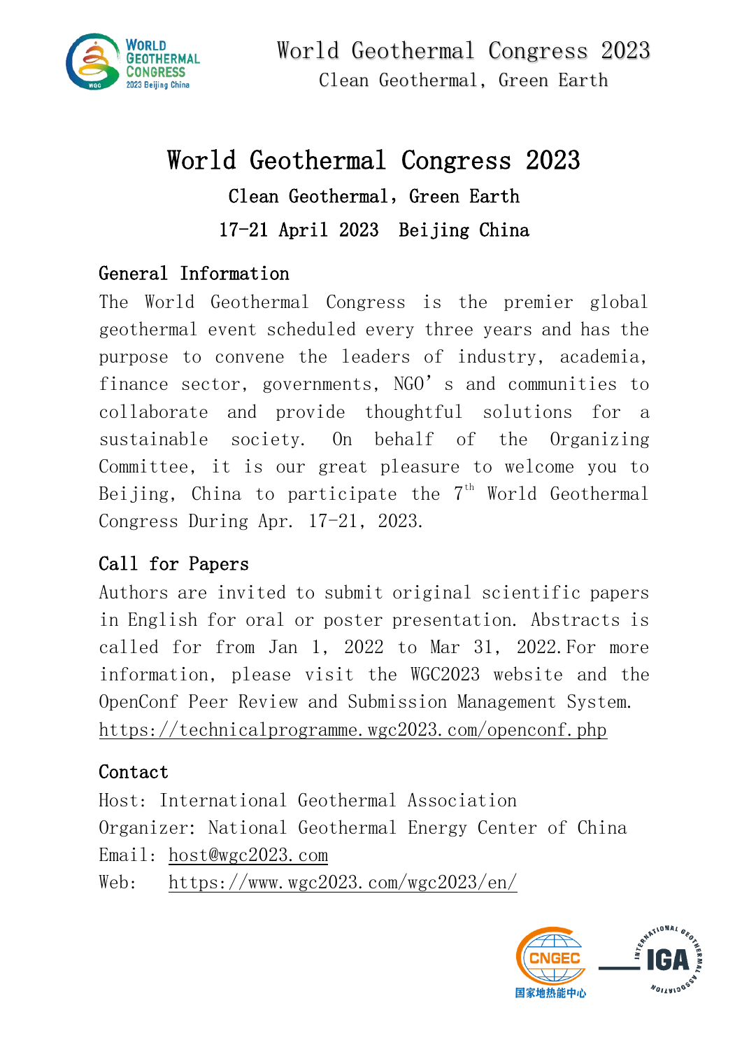World Geothermal Congress 2023

Clean Geothermal, Green Earth

# World Geothermal Congress 2023

## Clean Geothermal, Green Earth

## 17-21 April 2023 Beijing China

### General Information

The World Geothermal Congress is the premier global geothermal event scheduled every three years and has the purpose to convene the leaders of industry, academia, finance sector, governments, NGO’s and communities to collaborate and provide thoughtful solutions for a sustainable society. On behalf of the Organizing Committee, it is our great pleasure to welcome you to Beijing, China to participate the 7th World Geothermal Congress During Apr. 17-21, 2023.

### Call for Papers

Authors are invited to submit original scientific papers in English for oral or poster presentation. Abstracts is called for from Jan 1, 2022 to Mar 31, 2022. For more information, please visit the WGC2023 website and the OpenConf Peer Review and Submission Management System. https://technicalprogramme.wgc2023.com/openconf.php

### Contact

Host: International Geothermal Association

Organizer: National Geothermal Energy Center of China

Email: host@wgc2023.com

Web: https://www.wgc2023.com/wgc2023/en/

CNGEC 国家地热能中心

IGA International Geothermal Association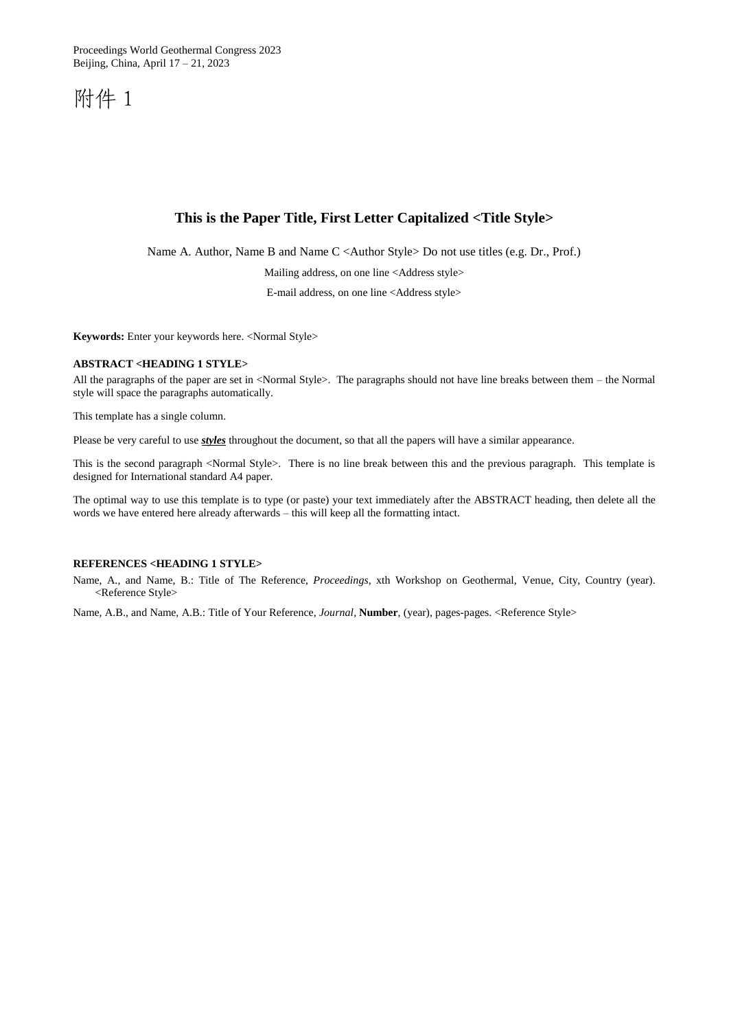附件 1

# This is the Paper Title, First Letter Capitalized <Title Style>

Name A. Author, Name B and Name C <Author Style> Do not use titles (e.g. Dr., Prof.)

Mailing address, on one line <Address style>

E-mail address, on one line <Address style>

**Keywords:** Enter your keywords here. <Normal Style>

## ABSTRACT <HEADING 1 STYLE>

All the paragraphs of the paper are set in <Normal Style>. The paragraphs should not have line breaks between them – the Normal style will space the paragraphs automatically.

This template has a single column.

Please be very careful to use ***styles*** throughout the document, so that all the papers will have a similar appearance.

This is the second paragraph <Normal Style>. There is no line break between this and the previous paragraph. This template is designed for International standard A4 paper.

The optimal way to use this template is to type (or paste) your text immediately after the ABSTRACT heading, then delete all the words we have entered here already afterwards – this will keep all the formatting intact.

## REFERENCES <HEADING 1 STYLE>

Name, A., and Name, B.: Title of The Reference, *Proceedings,* xth Workshop on Geothermal, Venue, City, Country (year). <Reference Style>

Name, A.B., and Name, A.B.: Title of Your Reference, *Journal*, **Number**, (year), pages-pages. <Reference Style>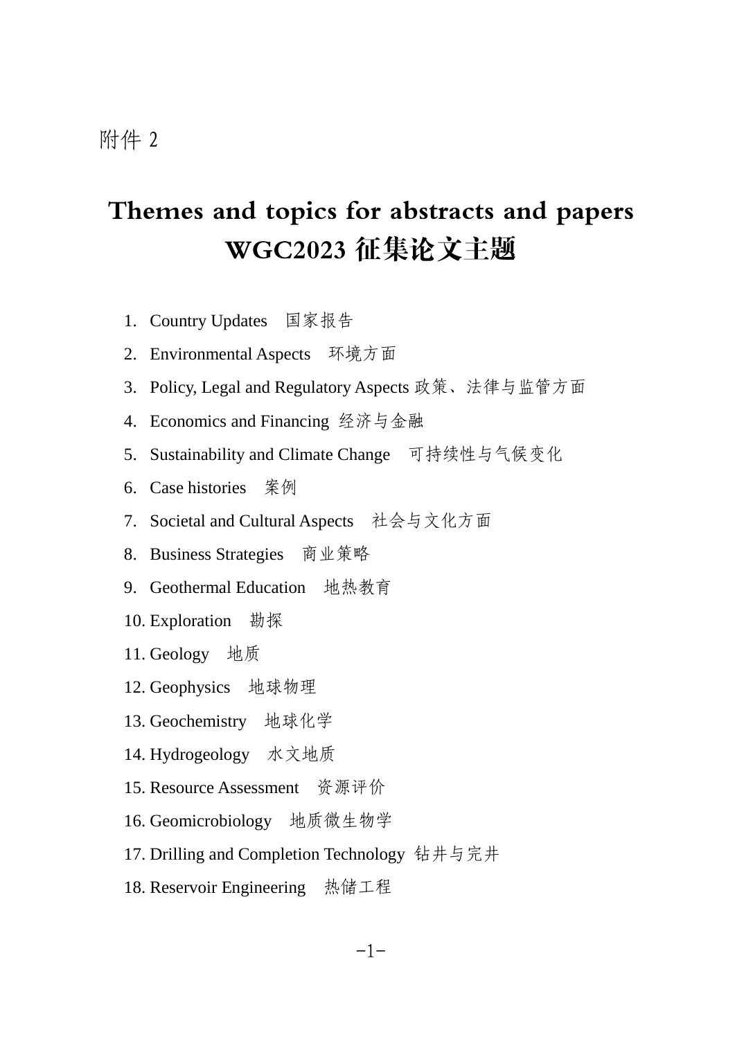附件 2

# Themes and topics for abstracts and papers
# WGC2023 征集论文主题

1. Country Updates　国家报告
2. Environmental Aspects　环境方面
3. Policy, Legal and Regulatory Aspects 政策、法律与监管方面
4. Economics and Financing 经济与金融
5. Sustainability and Climate Change　可持续性与气候变化
6. Case histories　案例
7. Societal and Cultural Aspects　社会与文化方面
8. Business Strategies　商业策略
9. Geothermal Education　地热教育
10. Exploration　勘探
11. Geology　地质
12. Geophysics　地球物理
13. Geochemistry　地球化学
14. Hydrogeology　水文地质
15. Resource Assessment　资源评价
16. Geomicrobiology　地质微生物学
17. Drilling and Completion Technology 钻井与完井
18. Reservoir Engineering　热储工程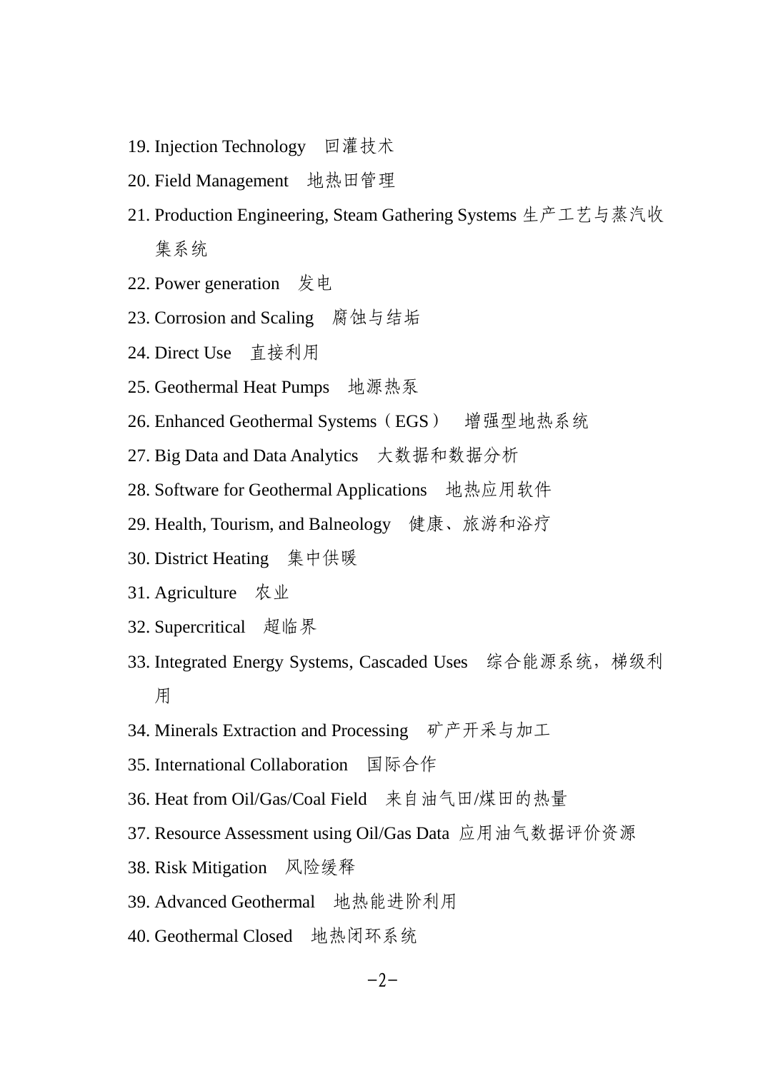19. Injection Technology　回灌技术
20. Field Management　地热田管理
21. Production Engineering, Steam Gathering Systems 生产工艺与蒸汽收集系统
22. Power generation　发电
23. Corrosion and Scaling　腐蚀与结垢
24. Direct Use　直接利用
25. Geothermal Heat Pumps　地源热泵
26. Enhanced Geothermal Systems（EGS）　增强型地热系统
27. Big Data and Data Analytics　大数据和数据分析
28. Software for Geothermal Applications　地热应用软件
29. Health, Tourism, and Balneology　健康、旅游和浴疗
30. District Heating　集中供暖
31. Agriculture　农业
32. Supercritical　超临界
33. Integrated Energy Systems, Cascaded Uses　综合能源系统，梯级利用
34. Minerals Extraction and Processing　矿产开采与加工
35. International Collaboration　国际合作
36. Heat from Oil/Gas/Coal Field　来自油气田/煤田的热量
37. Resource Assessment using Oil/Gas Data 应用油气数据评价资源
38. Risk Mitigation　风险缓释
39. Advanced Geothermal　地热能进阶利用
40. Geothermal Closed　地热闭环系统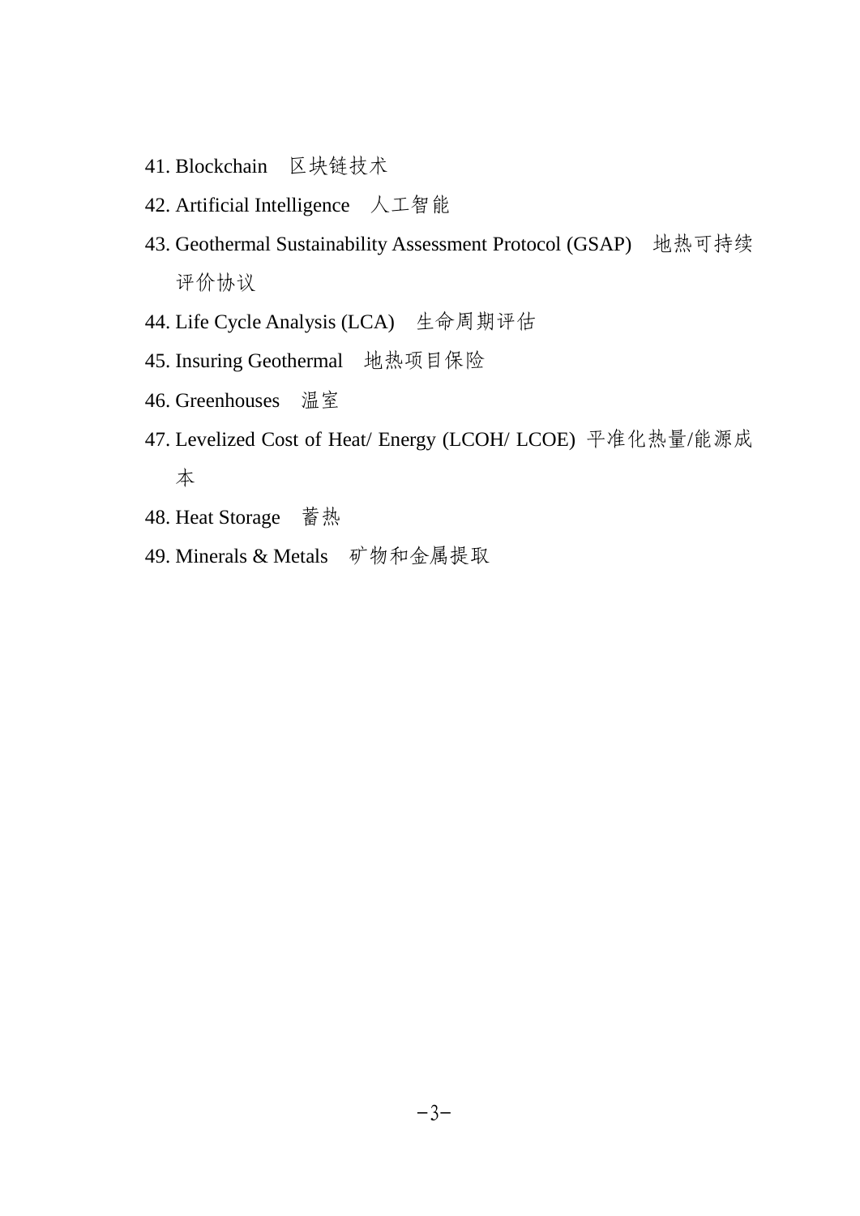41. Blockchain　区块链技术
42. Artificial Intelligence　人工智能
43. Geothermal Sustainability Assessment Protocol (GSAP)　地热可持续评价协议
44. Life Cycle Analysis (LCA)　生命周期评估
45. Insuring Geothermal　地热项目保险
46. Greenhouses　温室
47. Levelized Cost of Heat/ Energy (LCOH/ LCOE) 平准化热量/能源成本
48. Heat Storage　蓄热
49. Minerals & Metals　矿物和金属提取